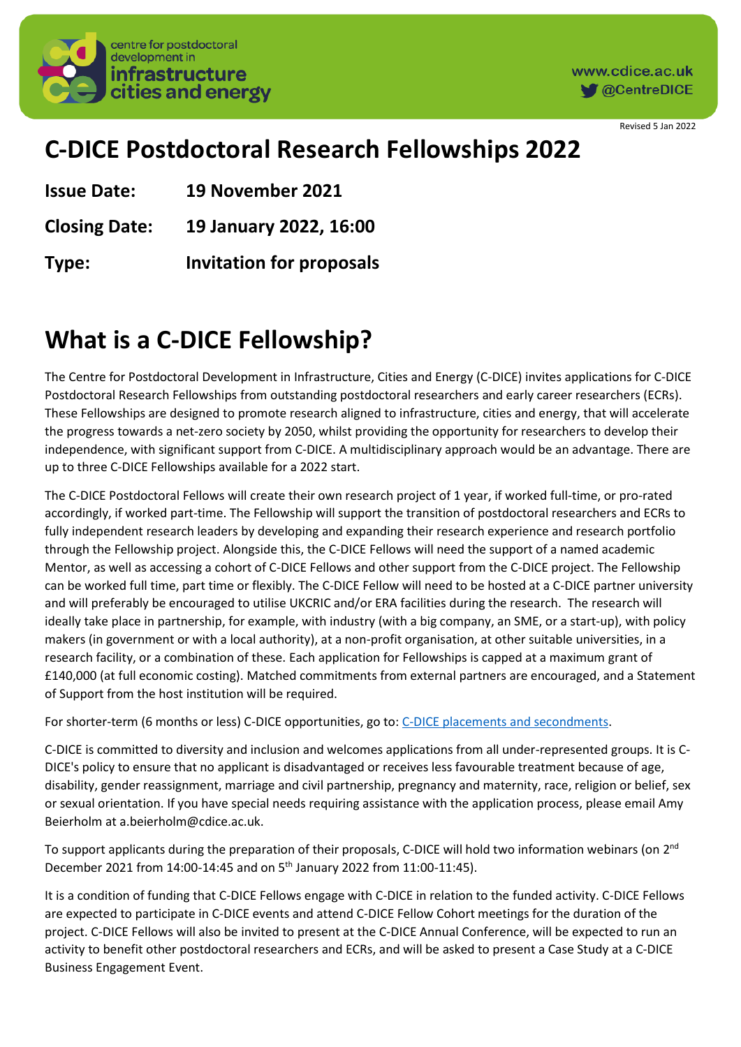centre for postdoctoral development in **infrastructure cities and energy**

www.cdice.ac.uk
@CentreDICE

Revised 5 Jan 2022

# C-DICE Postdoctoral Research Fellowships 2022

**Issue Date:** **19 November 2021**

**Closing Date:** **19 January 2022, 16:00**

**Type:** **Invitation for proposals**

# What is a C-DICE Fellowship?

The Centre for Postdoctoral Development in Infrastructure, Cities and Energy (C-DICE) invites applications for C-DICE Postdoctoral Research Fellowships from outstanding postdoctoral researchers and early career researchers (ECRs). These Fellowships are designed to promote research aligned to infrastructure, cities and energy, that will accelerate the progress towards a net-zero society by 2050, whilst providing the opportunity for researchers to develop their independence, with significant support from C-DICE. A multidisciplinary approach would be an advantage. There are up to three C-DICE Fellowships available for a 2022 start.

The C-DICE Postdoctoral Fellows will create their own research project of 1 year, if worked full-time, or pro-rated accordingly, if worked part-time. The Fellowship will support the transition of postdoctoral researchers and ECRs to fully independent research leaders by developing and expanding their research experience and research portfolio through the Fellowship project. Alongside this, the C-DICE Fellows will need the support of a named academic Mentor, as well as accessing a cohort of C-DICE Fellows and other support from the C-DICE project. The Fellowship can be worked full time, part time or flexibly. The C-DICE Fellow will need to be hosted at a C-DICE partner university and will preferably be encouraged to utilise UKCRIC and/or ERA facilities during the research. The research will ideally take place in partnership, for example, with industry (with a big company, an SME, or a start-up), with policy makers (in government or with a local authority), at a non-profit organisation, at other suitable universities, in a research facility, or a combination of these. Each application for Fellowships is capped at a maximum grant of £140,000 (at full economic costing). Matched commitments from external partners are encouraged, and a Statement of Support from the host institution will be required.

For shorter-term (6 months or less) C-DICE opportunities, go to: [C-DICE placements and secondments](C-DICE placements and secondments).

C-DICE is committed to diversity and inclusion and welcomes applications from all under-represented groups. It is C-DICE's policy to ensure that no applicant is disadvantaged or receives less favourable treatment because of age, disability, gender reassignment, marriage and civil partnership, pregnancy and maternity, race, religion or belief, sex or sexual orientation. If you have special needs requiring assistance with the application process, please email Amy Beierholm at a.beierholm@cdice.ac.uk.

To support applicants during the preparation of their proposals, C-DICE will hold two information webinars (on 2nd December 2021 from 14:00-14:45 and on 5th January 2022 from 11:00-11:45).

It is a condition of funding that C-DICE Fellows engage with C-DICE in relation to the funded activity. C-DICE Fellows are expected to participate in C-DICE events and attend C-DICE Fellow Cohort meetings for the duration of the project. C-DICE Fellows will also be invited to present at the C-DICE Annual Conference, will be expected to run an activity to benefit other postdoctoral researchers and ECRs, and will be asked to present a Case Study at a C-DICE Business Engagement Event.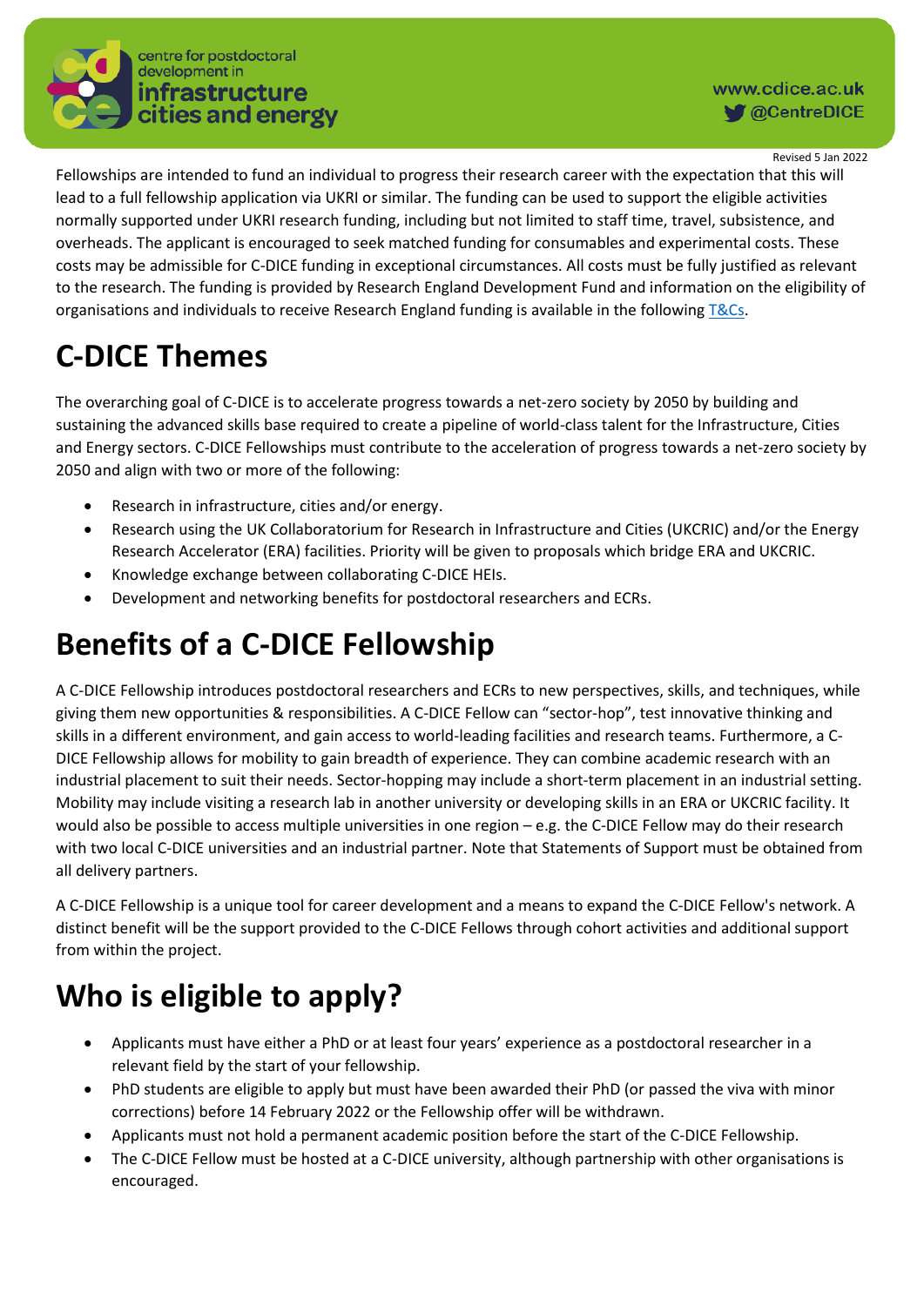Revised 5 Jan 2022

Fellowships are intended to fund an individual to progress their research career with the expectation that this will lead to a full fellowship application via UKRI or similar. The funding can be used to support the eligible activities normally supported under UKRI research funding, including but not limited to staff time, travel, subsistence, and overheads. The applicant is encouraged to seek matched funding for consumables and experimental costs. These costs may be admissible for C-DICE funding in exceptional circumstances. All costs must be fully justified as relevant to the research. The funding is provided by Research England Development Fund and information on the eligibility of organisations and individuals to receive Research England funding is available in the following T&Cs.

# C-DICE Themes

The overarching goal of C-DICE is to accelerate progress towards a net-zero society by 2050 by building and sustaining the advanced skills base required to create a pipeline of world-class talent for the Infrastructure, Cities and Energy sectors. C-DICE Fellowships must contribute to the acceleration of progress towards a net-zero society by 2050 and align with two or more of the following:

- Research in infrastructure, cities and/or energy.
- Research using the UK Collaboratorium for Research in Infrastructure and Cities (UKCRIC) and/or the Energy Research Accelerator (ERA) facilities. Priority will be given to proposals which bridge ERA and UKCRIC.
- Knowledge exchange between collaborating C-DICE HEIs.
- Development and networking benefits for postdoctoral researchers and ECRs.

# Benefits of a C-DICE Fellowship

A C-DICE Fellowship introduces postdoctoral researchers and ECRs to new perspectives, skills, and techniques, while giving them new opportunities & responsibilities. A C-DICE Fellow can "sector-hop", test innovative thinking and skills in a different environment, and gain access to world-leading facilities and research teams. Furthermore, a C-DICE Fellowship allows for mobility to gain breadth of experience. They can combine academic research with an industrial placement to suit their needs. Sector-hopping may include a short-term placement in an industrial setting. Mobility may include visiting a research lab in another university or developing skills in an ERA or UKCRIC facility. It would also be possible to access multiple universities in one region – e.g. the C-DICE Fellow may do their research with two local C-DICE universities and an industrial partner. Note that Statements of Support must be obtained from all delivery partners.

A C-DICE Fellowship is a unique tool for career development and a means to expand the C-DICE Fellow's network. A distinct benefit will be the support provided to the C-DICE Fellows through cohort activities and additional support from within the project.

# Who is eligible to apply?

- Applicants must have either a PhD or at least four years' experience as a postdoctoral researcher in a relevant field by the start of your fellowship.
- PhD students are eligible to apply but must have been awarded their PhD (or passed the viva with minor corrections) before 14 February 2022 or the Fellowship offer will be withdrawn.
- Applicants must not hold a permanent academic position before the start of the C-DICE Fellowship.
- The C-DICE Fellow must be hosted at a C-DICE university, although partnership with other organisations is encouraged.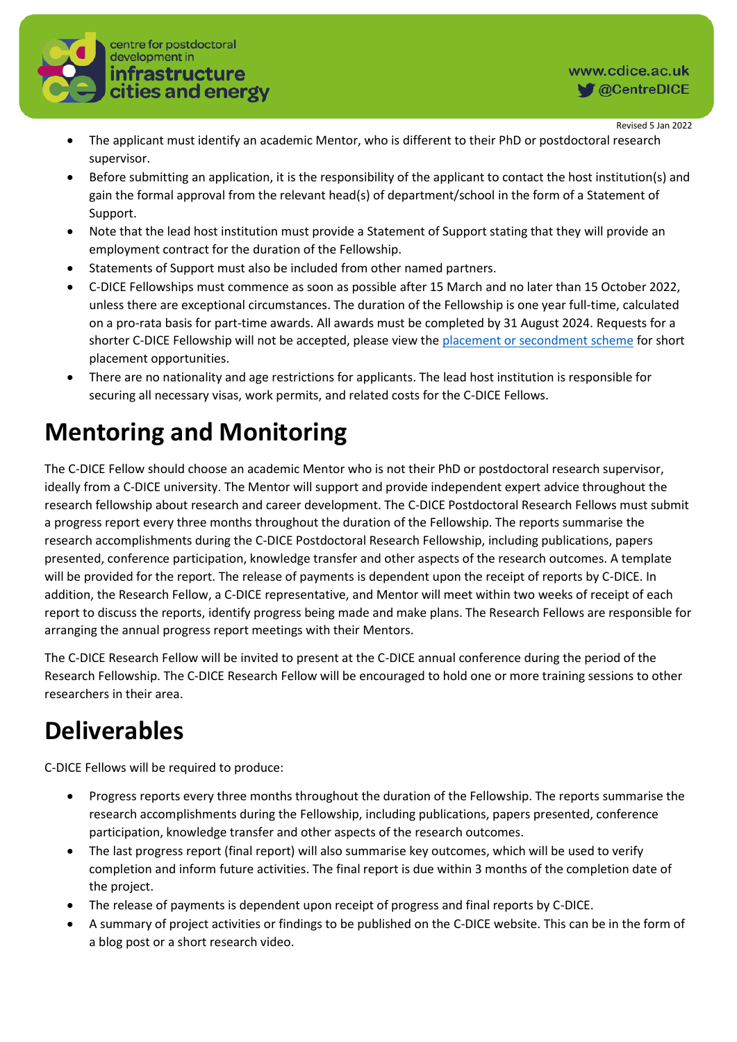- The applicant must identify an academic Mentor, who is different to their PhD or postdoctoral research supervisor.
- Before submitting an application, it is the responsibility of the applicant to contact the host institution(s) and gain the formal approval from the relevant head(s) of department/school in the form of a Statement of Support.
- Note that the lead host institution must provide a Statement of Support stating that they will provide an employment contract for the duration of the Fellowship.
- Statements of Support must also be included from other named partners.
- C-DICE Fellowships must commence as soon as possible after 15 March and no later than 15 October 2022, unless there are exceptional circumstances. The duration of the Fellowship is one year full-time, calculated on a pro-rata basis for part-time awards. All awards must be completed by 31 August 2024. Requests for a shorter C-DICE Fellowship will not be accepted, please view the placement or secondment scheme for short placement opportunities.
- There are no nationality and age restrictions for applicants. The lead host institution is responsible for securing all necessary visas, work permits, and related costs for the C-DICE Fellows.

# Mentoring and Monitoring

The C-DICE Fellow should choose an academic Mentor who is not their PhD or postdoctoral research supervisor, ideally from a C-DICE university. The Mentor will support and provide independent expert advice throughout the research fellowship about research and career development. The C-DICE Postdoctoral Research Fellows must submit a progress report every three months throughout the duration of the Fellowship. The reports summarise the research accomplishments during the C-DICE Postdoctoral Research Fellowship, including publications, papers presented, conference participation, knowledge transfer and other aspects of the research outcomes. A template will be provided for the report. The release of payments is dependent upon the receipt of reports by C-DICE. In addition, the Research Fellow, a C-DICE representative, and Mentor will meet within two weeks of receipt of each report to discuss the reports, identify progress being made and make plans. The Research Fellows are responsible for arranging the annual progress report meetings with their Mentors.

The C-DICE Research Fellow will be invited to present at the C-DICE annual conference during the period of the Research Fellowship. The C-DICE Research Fellow will be encouraged to hold one or more training sessions to other researchers in their area.

# Deliverables

C-DICE Fellows will be required to produce:

- Progress reports every three months throughout the duration of the Fellowship. The reports summarise the research accomplishments during the Fellowship, including publications, papers presented, conference participation, knowledge transfer and other aspects of the research outcomes.
- The last progress report (final report) will also summarise key outcomes, which will be used to verify completion and inform future activities. The final report is due within 3 months of the completion date of the project.
- The release of payments is dependent upon receipt of progress and final reports by C-DICE.
- A summary of project activities or findings to be published on the C-DICE website. This can be in the form of a blog post or a short research video.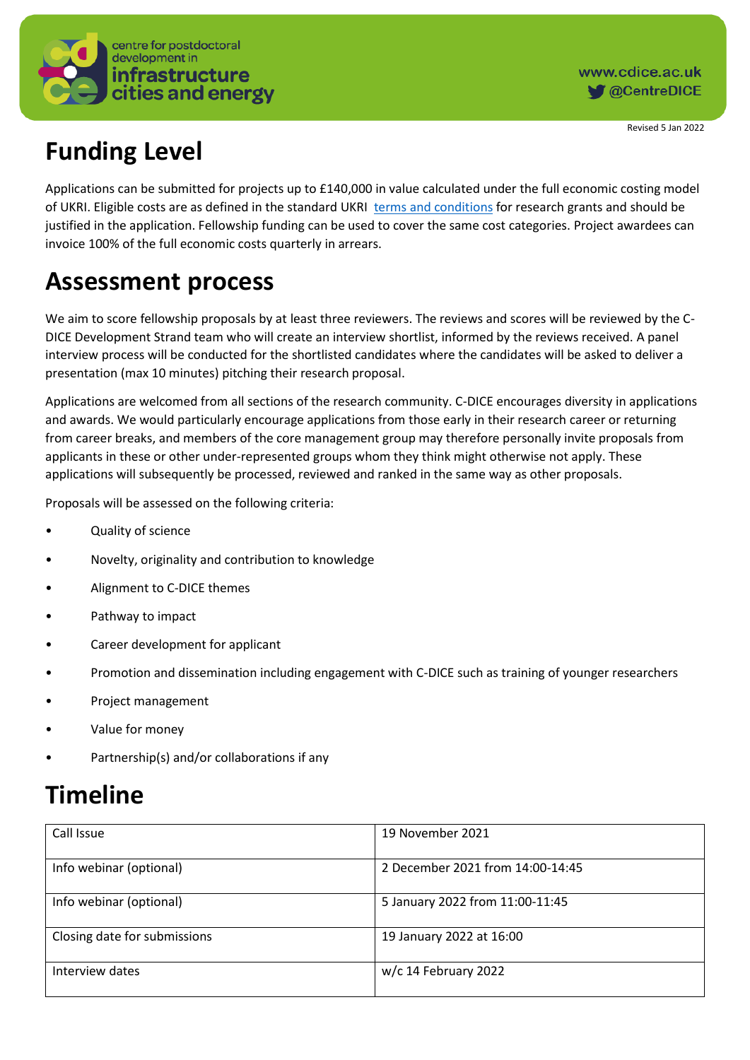# Funding Level

Applications can be submitted for projects up to £140,000 in value calculated under the full economic costing model of UKRI. Eligible costs are as defined in the standard UKRI terms and conditions for research grants and should be justified in the application. Fellowship funding can be used to cover the same cost categories. Project awardees can invoice 100% of the full economic costs quarterly in arrears.

# Assessment process

We aim to score fellowship proposals by at least three reviewers. The reviews and scores will be reviewed by the C-DICE Development Strand team who will create an interview shortlist, informed by the reviews received. A panel interview process will be conducted for the shortlisted candidates where the candidates will be asked to deliver a presentation (max 10 minutes) pitching their research proposal.

Applications are welcomed from all sections of the research community. C-DICE encourages diversity in applications and awards. We would particularly encourage applications from those early in their research career or returning from career breaks, and members of the core management group may therefore personally invite proposals from applicants in these or other under-represented groups whom they think might otherwise not apply. These applications will subsequently be processed, reviewed and ranked in the same way as other proposals.

Proposals will be assessed on the following criteria:

- Quality of science
- Novelty, originality and contribution to knowledge
- Alignment to C-DICE themes
- Pathway to impact
- Career development for applicant
- Promotion and dissemination including engagement with C-DICE such as training of younger researchers
- Project management
- Value for money
- Partnership(s) and/or collaborations if any

# Timeline

| | |
|---|---|
| Call Issue | 19 November 2021 |
| Info webinar (optional) | 2 December 2021 from 14:00-14:45 |
| Info webinar (optional) | 5 January 2022 from 11:00-11:45 |
| Closing date for submissions | 19 January 2022 at 16:00 |
| Interview dates | w/c 14 February 2022 |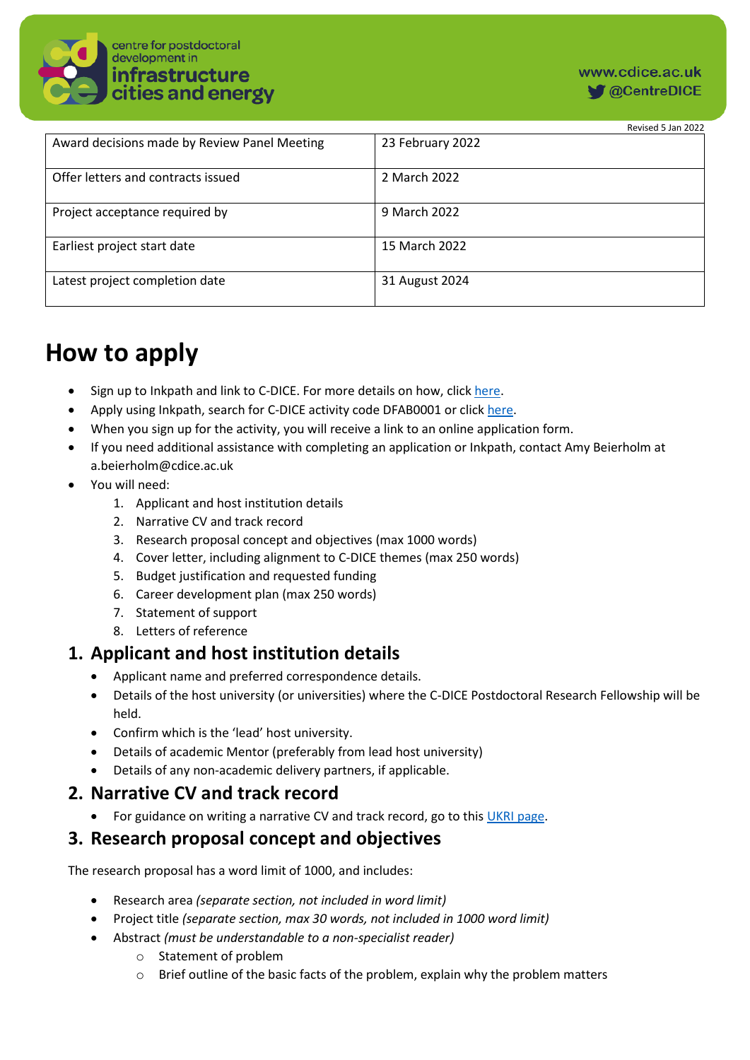Revised 5 Jan 2022

| Award decisions made by Review Panel Meeting | 23 February 2022 |
|---|---|
| Offer letters and contracts issued | 2 March 2022 |
| Project acceptance required by | 9 March 2022 |
| Earliest project start date | 15 March 2022 |
| Latest project completion date | 31 August 2024 |

# How to apply

- Sign up to Inkpath and link to C-DICE. For more details on how, click here.
- Apply using Inkpath, search for C-DICE activity code DFAB0001 or click here.
- When you sign up for the activity, you will receive a link to an online application form.
- If you need additional assistance with completing an application or Inkpath, contact Amy Beierholm at a.beierholm@cdice.ac.uk
- You will need:
    1. Applicant and host institution details
    2. Narrative CV and track record
    3. Research proposal concept and objectives (max 1000 words)
    4. Cover letter, including alignment to C-DICE themes (max 250 words)
    5. Budget justification and requested funding
    6. Career development plan (max 250 words)
    7. Statement of support
    8. Letters of reference

## 1. Applicant and host institution details

- Applicant name and preferred correspondence details.
- Details of the host university (or universities) where the C-DICE Postdoctoral Research Fellowship will be held.
- Confirm which is the 'lead' host university.
- Details of academic Mentor (preferably from lead host university)
- Details of any non-academic delivery partners, if applicable.

## 2. Narrative CV and track record

- For guidance on writing a narrative CV and track record, go to this UKRI page.

## 3. Research proposal concept and objectives

The research proposal has a word limit of 1000, and includes:

- Research area *(separate section, not included in word limit)*
- Project title *(separate section, max 30 words, not included in 1000 word limit)*
- Abstract *(must be understandable to a non-specialist reader)*
    - Statement of problem
    - Brief outline of the basic facts of the problem, explain why the problem matters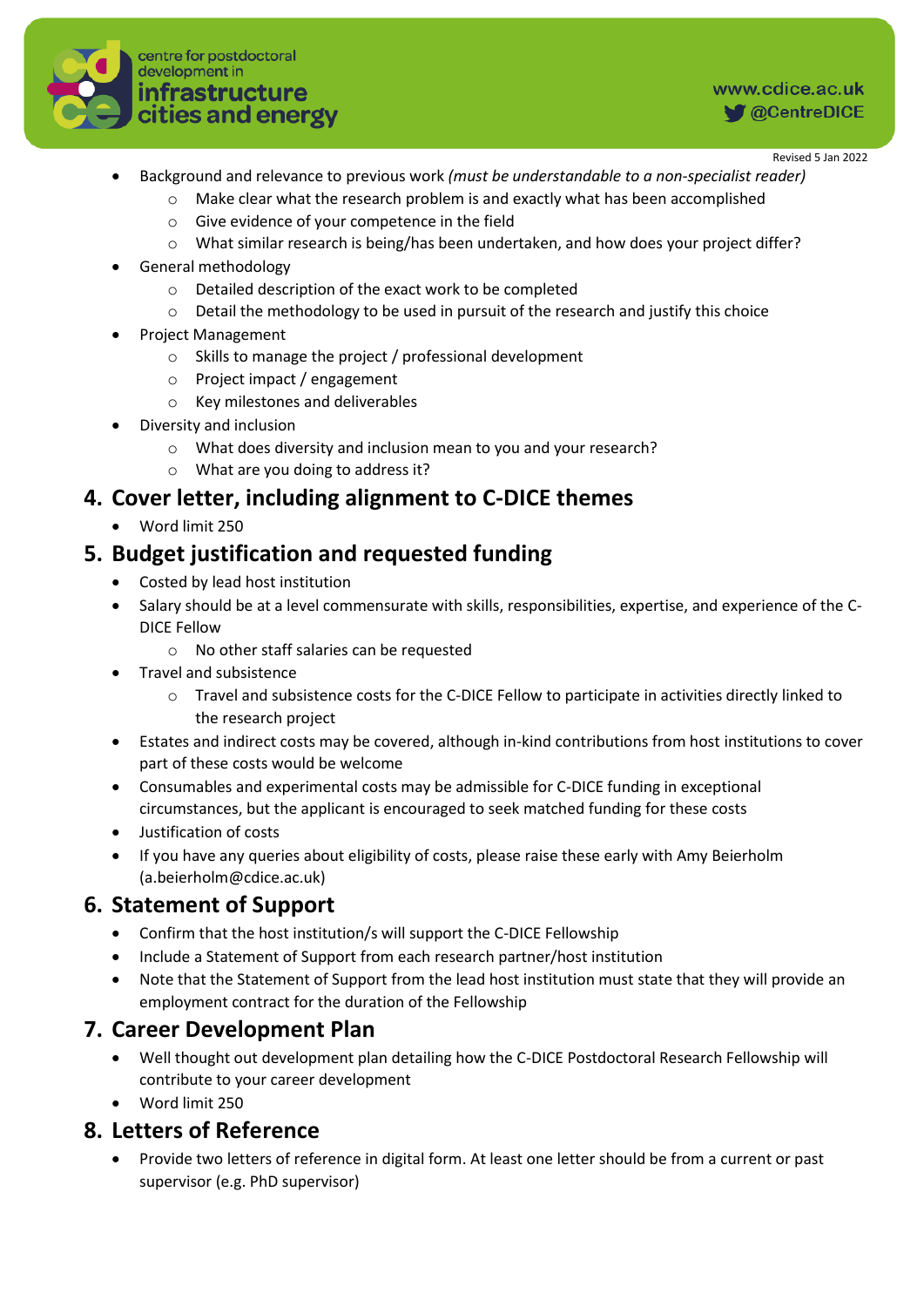- Background and relevance to previous work *(must be understandable to a non-specialist reader)*
  - Make clear what the research problem is and exactly what has been accomplished
  - Give evidence of your competence in the field
  - What similar research is being/has been undertaken, and how does your project differ?
- General methodology
  - Detailed description of the exact work to be completed
  - Detail the methodology to be used in pursuit of the research and justify this choice
- Project Management
  - Skills to manage the project / professional development
  - Project impact / engagement
  - Key milestones and deliverables
- Diversity and inclusion
  - What does diversity and inclusion mean to you and your research?
  - What are you doing to address it?

## 4. Cover letter, including alignment to C-DICE themes

- Word limit 250

## 5. Budget justification and requested funding

- Costed by lead host institution
- Salary should be at a level commensurate with skills, responsibilities, expertise, and experience of the C-DICE Fellow
  - No other staff salaries can be requested
- Travel and subsistence
  - Travel and subsistence costs for the C-DICE Fellow to participate in activities directly linked to the research project
- Estates and indirect costs may be covered, although in-kind contributions from host institutions to cover part of these costs would be welcome
- Consumables and experimental costs may be admissible for C-DICE funding in exceptional circumstances, but the applicant is encouraged to seek matched funding for these costs
- Justification of costs
- If you have any queries about eligibility of costs, please raise these early with Amy Beierholm (a.beierholm@cdice.ac.uk)

## 6. Statement of Support

- Confirm that the host institution/s will support the C-DICE Fellowship
- Include a Statement of Support from each research partner/host institution
- Note that the Statement of Support from the lead host institution must state that they will provide an employment contract for the duration of the Fellowship

## 7. Career Development Plan

- Well thought out development plan detailing how the C-DICE Postdoctoral Research Fellowship will contribute to your career development
- Word limit 250

## 8. Letters of Reference

- Provide two letters of reference in digital form. At least one letter should be from a current or past supervisor (e.g. PhD supervisor)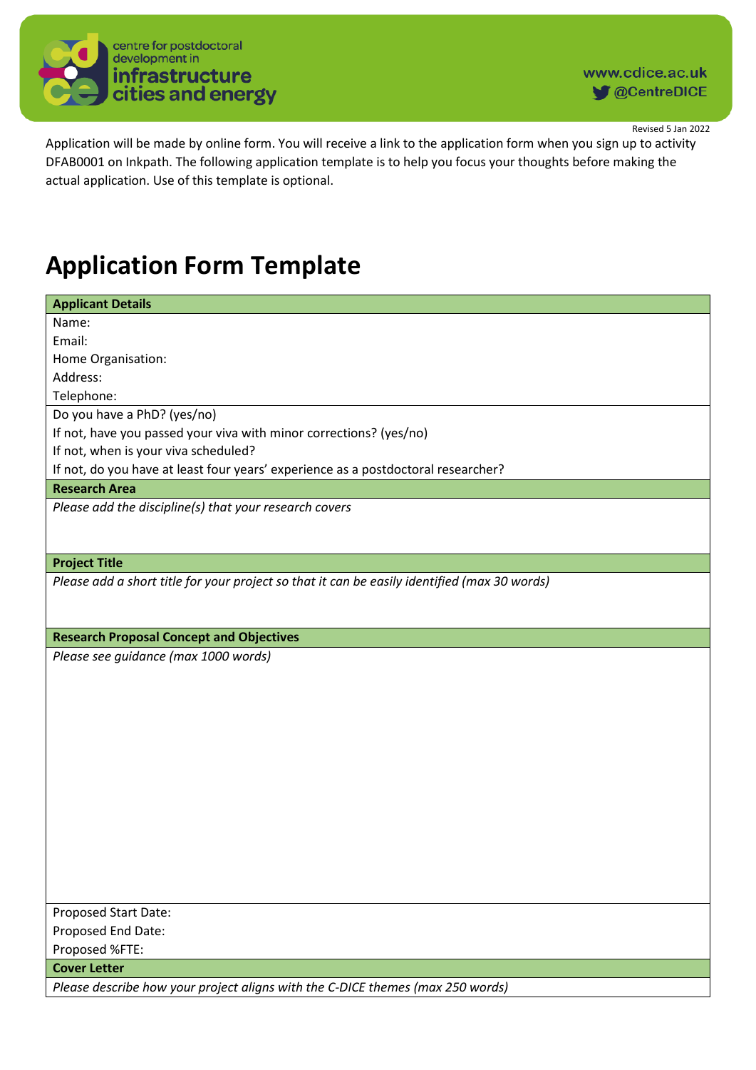Revised 5 Jan 2022

Application will be made by online form. You will receive a link to the application form when you sign up to activity DFAB0001 on Inkpath. The following application template is to help you focus your thoughts before making the actual application. Use of this template is optional.

# Application Form Template

| **Applicant Details** |
|---|
| Name:<br>Email:<br>Home Organisation:<br>Address:<br>Telephone: |
| Do you have a PhD? (yes/no)<br>If not, have you passed your viva with minor corrections? (yes/no)<br>If not, when is your viva scheduled?<br>If not, do you have at least four years' experience as a postdoctoral researcher? |
| **Research Area** |
| *Please add the discipline(s) that your research covers* |
| **Project Title** |
| *Please add a short title for your project so that it can be easily identified (max 30 words)* |
| **Research Proposal Concept and Objectives** |
| *Please see guidance (max 1000 words)* |
| Proposed Start Date:<br>Proposed End Date:<br>Proposed %FTE: |
| **Cover Letter** |
| *Please describe how your project aligns with the C-DICE themes (max 250 words)* |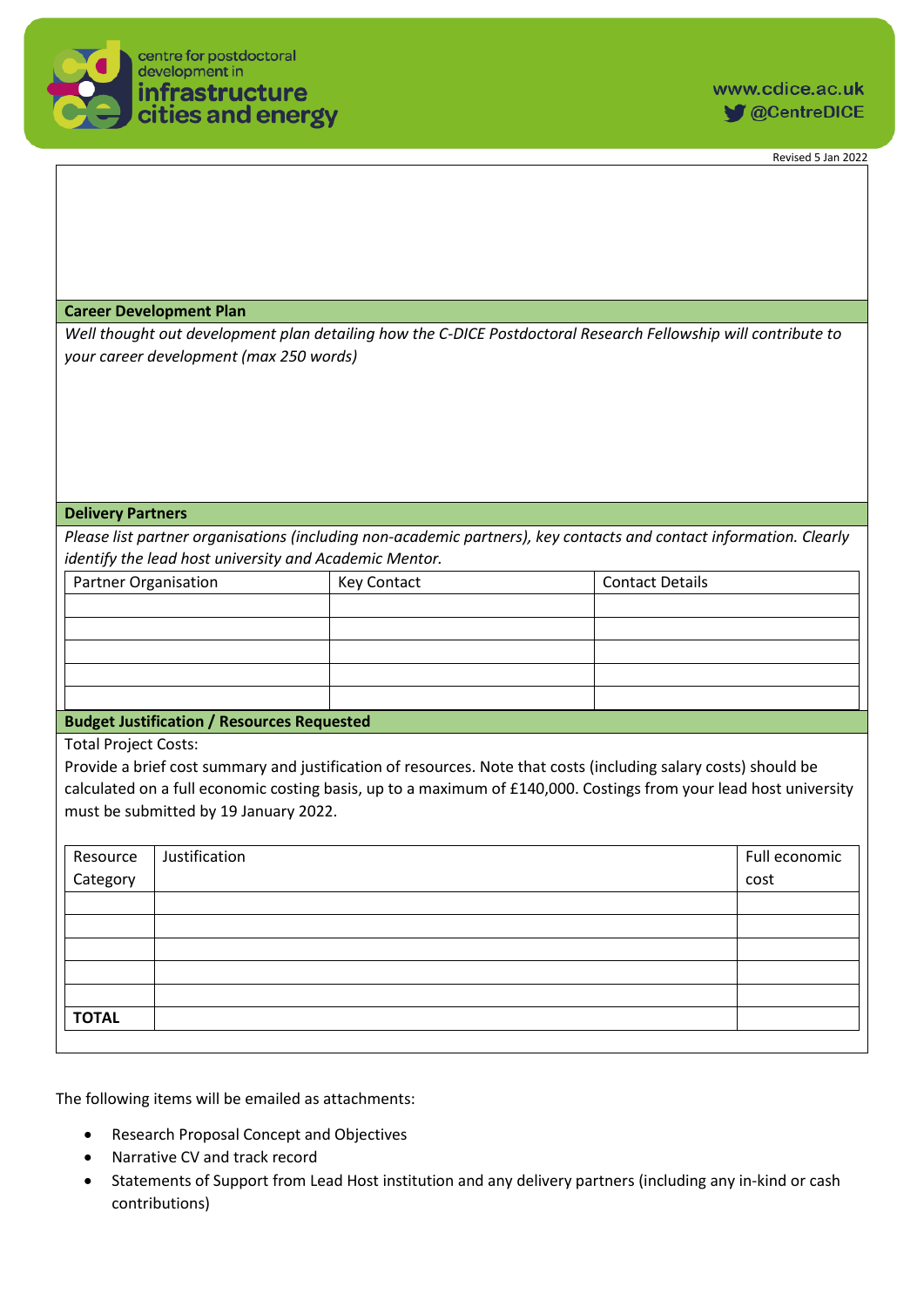## Career Development Plan

*Well thought out development plan detailing how the C-DICE Postdoctoral Research Fellowship will contribute to your career development (max 250 words)*

## Delivery Partners

*Please list partner organisations (including non-academic partners), key contacts and contact information. Clearly identify the lead host university and Academic Mentor.*

| Partner Organisation | Key Contact | Contact Details |
|---|---|---|
| | | |
| | | |
| | | |
| | | |
| | | |

## Budget Justification / Resources Requested

Total Project Costs:

Provide a brief cost summary and justification of resources. Note that costs (including salary costs) should be calculated on a full economic costing basis, up to a maximum of £140,000. Costings from your lead host university must be submitted by 19 January 2022.

| Resource Category | Justification | Full economic cost |
|---|---|---|
| | | |
| | | |
| | | |
| | | |
| | | |
| **TOTAL** | | |

The following items will be emailed as attachments:

- Research Proposal Concept and Objectives
- Narrative CV and track record
- Statements of Support from Lead Host institution and any delivery partners (including any in-kind or cash contributions)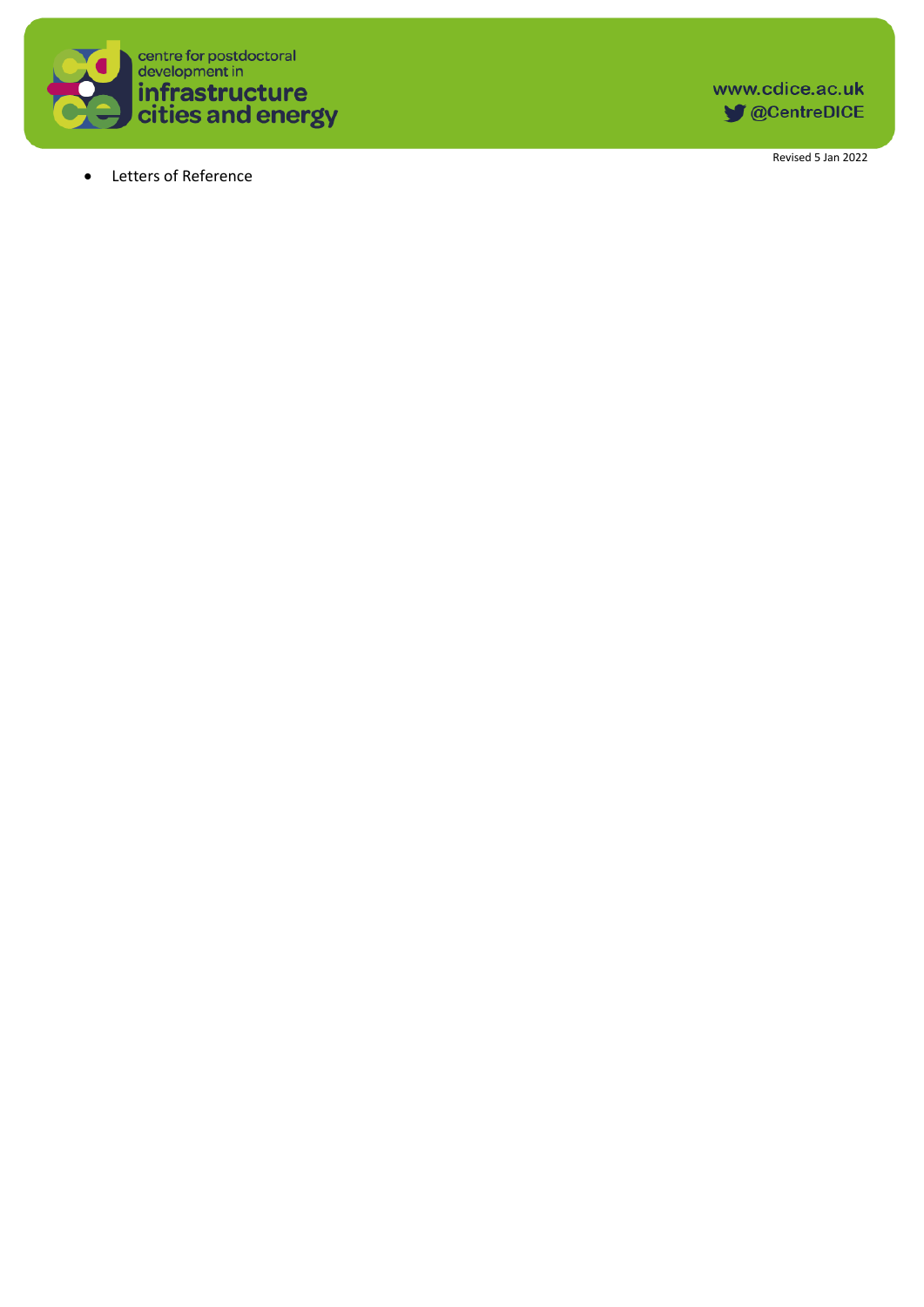- Letters of Reference